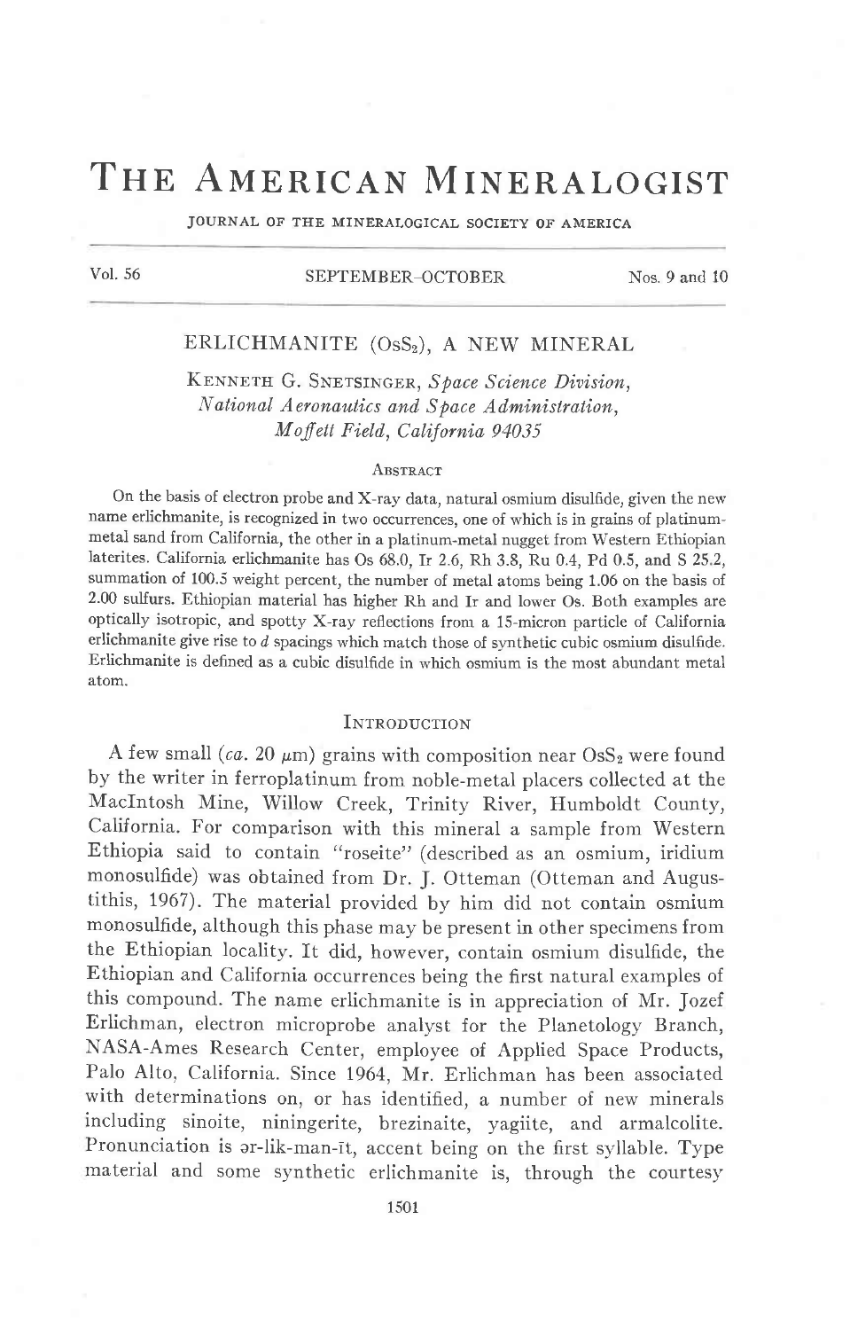# THE AMERICAN MINERALOGIST

JOURNAL OF THE MINERALOGICAL SOCIETY OF AMERICA

## ERLICHMANITE ($OsS_2$), A NEW MINERAL

KENNETH G. SNETSINGER, *Space Science Division, National Aeronautics and Space Administration, Moffett Field, California 94035*

### ABSTRACT

On the basis of electron probe and X-ray data, natural osmium disulfide, given the new name erlichmanite, is recognized in two occurrences, one of which is in grains of platinum-metal sand from California, the other in a platinum-metal nugget from Western Ethiopian laterites. California erlichmanite has Os 68.0, Ir 2.6, Rh 3.8, Ru 0.4, Pd 0.5, and S 25.2, summation of 100.5 weight percent, the number of metal atoms being 1.06 on the basis of 2.00 sulfurs. Ethiopian material has higher Rh and Ir and lower Os. Both examples are optically isotropic, and spotty X-ray reflections from a 15-micron particle of California erlichmanite give rise to *d* spacings which match those of synthetic cubic osmium disulfide. Erlichmanite is defined as a cubic disulfide in which osmium is the most abundant metal atom.

### INTRODUCTION

A few small (*ca.* 20 μm) grains with composition near $OsS_2$ were found by the writer in ferroplatinum from noble-metal placers collected at the MacIntosh Mine, Willow Creek, Trinity River, Humboldt County, California. For comparison with this mineral a sample from Western Ethiopia said to contain "roseite" (described as an osmium, iridium monosulfide) was obtained from Dr. J. Otteman (Otteman and Augustithis, 1967). The material provided by him did not contain osmium monosulfide, although this phase may be present in other specimens from the Ethiopian locality. It did, however, contain osmium disulfide, the Ethiopian and California occurrences being the first natural examples of this compound. The name erlichmanite is in appreciation of Mr. Jozef Erlichman, electron microprobe analyst for the Planetology Branch, NASA-Ames Research Center, employee of Applied Space Products, Palo Alto, California. Since 1964, Mr. Erlichman has been associated with determinations on, or has identified, a number of new minerals including sinoite, niningerite, brezinaite, yagiite, and armalcolite. Pronunciation is ər-lik-man-īt, accent being on the first syllable. Type material and some synthetic erlichmanite is, through the courtesy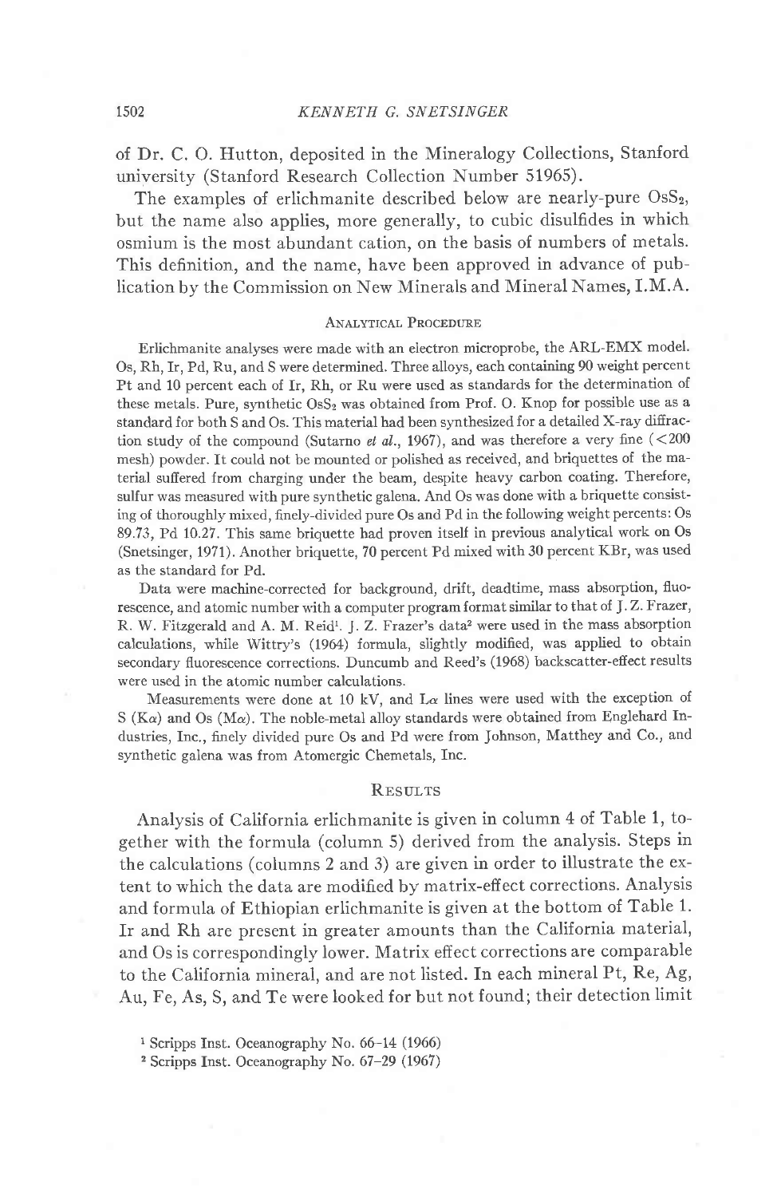of Dr. C. O. Hutton, deposited in the Mineralogy Collections, Stanford university (Stanford Research Collection Number 51965).

The examples of erlichmanite described below are nearly-pure $OsS_2$, but the name also applies, more generally, to cubic disulfides in which osmium is the most abundant cation, on the basis of numbers of metals. This definition, and the name, have been approved in advance of publication by the Commission on New Minerals and Mineral Names, I.M.A.

## Analytical Procedure

Erlichmanite analyses were made with an electron microprobe, the ARL-EMX model. Os, Rh, Ir, Pd, Ru, and S were determined. Three alloys, each containing 90 weight percent Pt and 10 percent each of Ir, Rh, or Ru were used as standards for the determination of these metals. Pure, synthetic $OsS_2$ was obtained from Prof. O. Knop for possible use as a standard for both S and Os. This material had been synthesized for a detailed X-ray diffraction study of the compound (Sutarno *et al.*, 1967), and was therefore a very fine (<200 mesh) powder. It could not be mounted or polished as received, and briquettes of the material suffered from charging under the beam, despite heavy carbon coating. Therefore, sulfur was measured with pure synthetic galena. And Os was done with a briquette consisting of thoroughly mixed, finely-divided pure Os and Pd in the following weight percents: Os 89.73, Pd 10.27. This same briquette had proven itself in previous analytical work on Os (Snetsinger, 1971). Another briquette, 70 percent Pd mixed with 30 percent KBr, was used as the standard for Pd.

Data were machine-corrected for background, drift, deadtime, mass absorption, fluorescence, and atomic number with a computer program format similar to that of J. Z. Frazer, R. W. Fitzgerald and A. M. Reid[1]. J. Z. Frazer's data[2] were used in the mass absorption calculations, while Wittry's (1964) formula, slightly modified, was applied to obtain secondary fluorescence corrections. Duncumb and Reed's (1968) backscatter-effect results were used in the atomic number calculations.

Measurements were done at 10 kV, and $L\alpha$ lines were used with the exception of S ($K\alpha$) and Os ($M\alpha$). The noble-metal alloy standards were obtained from Englehard Industries, Inc., finely divided pure Os and Pd were from Johnson, Matthey and Co., and synthetic galena was from Atomergic Chemetals, Inc.

## Results

Analysis of California erlichmanite is given in column 4 of Table 1, together with the formula (column 5) derived from the analysis. Steps in the calculations (columns 2 and 3) are given in order to illustrate the extent to which the data are modified by matrix-effect corrections. Analysis and formula of Ethiopian erlichmanite is given at the bottom of Table 1. Ir and Rh are present in greater amounts than the California material, and Os is correspondingly lower. Matrix effect corrections are comparable to the California mineral, and are not listed. In each mineral Pt, Re, Ag, Au, Fe, As, S, and Te were looked for but not found; their detection limit

[1] Scripps Inst. Oceanography No. 66-14 (1966)

[2] Scripps Inst. Oceanography No. 67-29 (1967)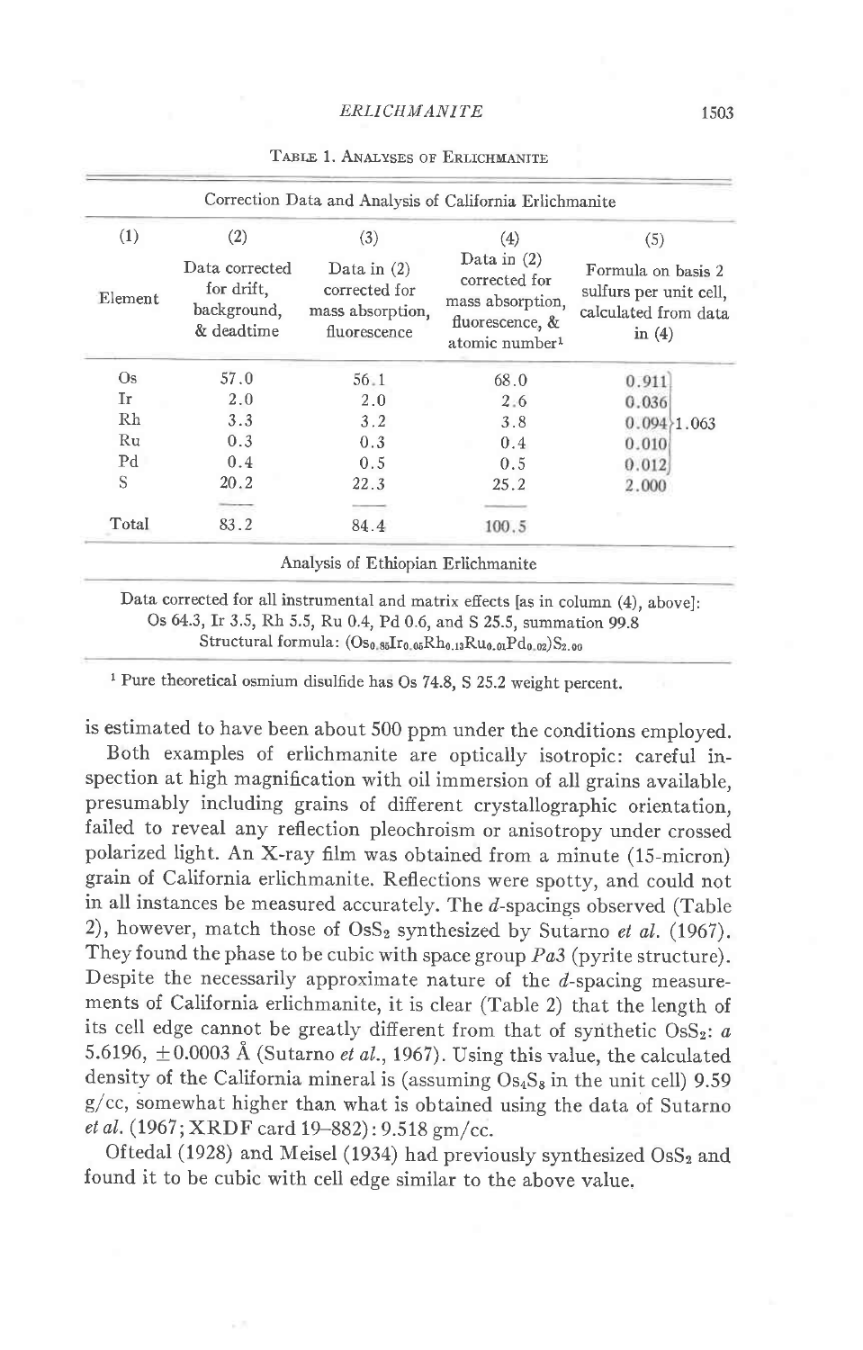Table 1. Analyses of Erlichmanite

| Correction Data and Analysis of California Erlichmanite | | | | |
|---|---|---|---|---|
| (1) Element | (2) Data corrected for drift, background, & deadtime | (3) Data in (2) corrected for mass absorption, fluorescence | (4) Data in (2) corrected for mass absorption, fluorescence, & atomic number[1] | (5) Formula on basis 2 sulfurs per unit cell, calculated from data in (4) |
| Os | 57.0 | 56.1 | 68.0 | 0.911 |
| Ir | 2.0 | 2.0 | 2.6 | 0.036 |
| Rh | 3.3 | 3.2 | 3.8 | 0.094 } 1.063 |
| Ru | 0.3 | 0.3 | 0.4 | 0.010 |
| Pd | 0.4 | 0.5 | 0.5 | 0.012 |
| S | 20.2 | 22.3 | 25.2 | 2.000 |
| Total | 83.2 | 84.4 | 100.5 | |

Analysis of Ethiopian Erlichmanite

Data corrected for all instrumental and matrix effects [as in column (4), above]: Os 64.3, Ir 3.5, Rh 5.5, Ru 0.4, Pd 0.6, and S 25.5, summation 99.8

Structural formula: $(Os_{0.85}Ir_{0.05}Rh_{0.13}Ru_{0.01}Pd_{0.02})S_{2.00}$

[1] Pure theoretical osmium disulfide has Os 74.8, S 25.2 weight percent.

is estimated to have been about 500 ppm under the conditions employed.

Both examples of erlichmanite are optically isotropic: careful inspection at high magnification with oil immersion of all grains available, presumably including grains of different crystallographic orientation, failed to reveal any reflection pleochroism or anisotropy under crossed polarized light. An X-ray film was obtained from a minute (15-micron) grain of California erlichmanite. Reflections were spotty, and could not in all instances be measured accurately. The *d*-spacings observed (Table 2), however, match those of $OsS_2$ synthesized by Sutarno *et al.* (1967). They found the phase to be cubic with space group *Pa3* (pyrite structure). Despite the necessarily approximate nature of the *d*-spacing measurements of California erlichmanite, it is clear (Table 2) that the length of its cell edge cannot be greatly different from that of synthetic $OsS_2$: *a* 5.6196, ±0.0003 Å (Sutarno *et al.*, 1967). Using this value, the calculated density of the California mineral is (assuming $Os_4S_8$ in the unit cell) 9.59 g/cc, somewhat higher than what is obtained using the data of Sutarno *et al.* (1967; XRDF card 19–882): 9.518 gm/cc.

Oftedal (1928) and Meisel (1934) had previously synthesized $OsS_2$ and found it to be cubic with cell edge similar to the above value.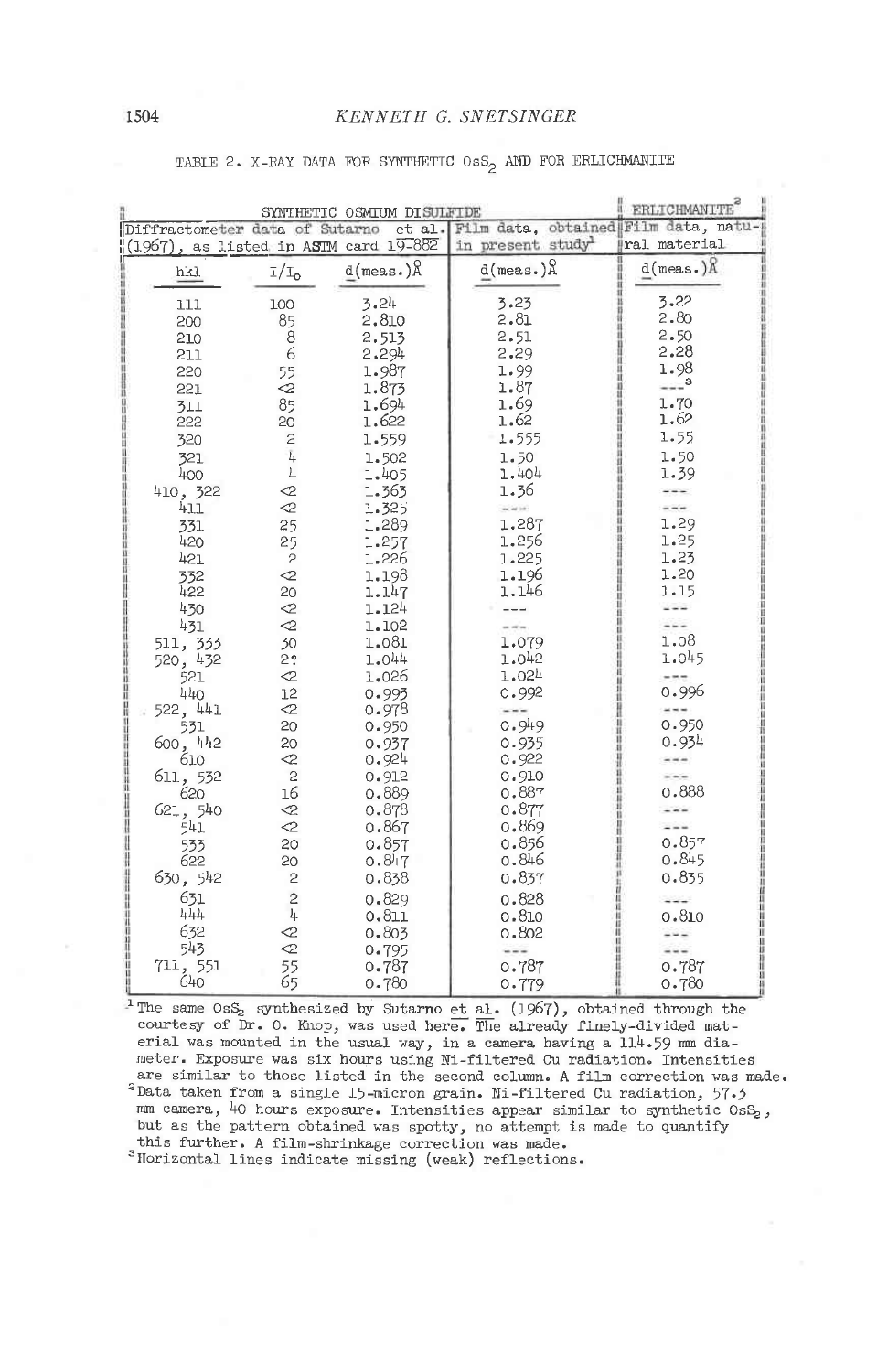TABLE 2. X-RAY DATA FOR SYNTHETIC $OsS_2$ AND FOR ERLICHMANITE

| SYNTHETIC OSMIUM DISULFIDE | | | | ERLICHMANITE[2] |
|---|---|---|---|---|
| Diffractometer data of Sutarno et al. (1967), as listed in ASTM card 19-882 | | | Film data, obtained in present study[1] | Film data, natural material |
| hkl | $I/I_o$ | d(meas.)Å | d(meas.)Å | d(meas.)Å |
| 111 | 100 | 3.24 | 3.23 | 3.22 |
| 200 | 85 | 2.810 | 2.81 | 2.80 |
| 210 | 8 | 2.513 | 2.51 | 2.50 |
| 211 | 6 | 2.294 | 2.29 | 2.28 |
| 220 | 55 | 1.987 | 1.99 | 1.98 |
| 221 | <2 | 1.873 | 1.87 | ---[3] |
| 311 | 85 | 1.694 | 1.69 | 1.70 |
| 222 | 20 | 1.622 | 1.62 | 1.62 |
| 320 | 2 | 1.559 | 1.555 | 1.55 |
| 321 | 4 | 1.502 | 1.50 | 1.50 |
| 400 | 4 | 1.405 | 1.404 | 1.39 |
| 410, 322 | <2 | 1.363 | 1.36 | --- |
| 411 | <2 | 1.325 | --- | --- |
| 331 | 25 | 1.289 | 1.287 | 1.29 |
| 420 | 25 | 1.257 | 1.256 | 1.25 |
| 421 | 2 | 1.226 | 1.225 | 1.23 |
| 332 | <2 | 1.198 | 1.196 | 1.20 |
| 422 | 20 | 1.147 | 1.146 | 1.15 |
| 430 | <2 | 1.124 | --- | --- |
| 431 | <2 | 1.102 | --- | --- |
| 511, 333 | 30 | 1.081 | 1.079 | 1.08 |
| 520, 432 | 2? | 1.044 | 1.042 | 1.045 |
| 521 | <2 | 1.026 | 1.024 | --- |
| 440 | 12 | 0.993 | 0.992 | 0.996 |
| 522, 441 | <2 | 0.978 | --- | --- |
| 531 | 20 | 0.950 | 0.949 | 0.950 |
| 600, 442 | 20 | 0.937 | 0.935 | 0.934 |
| 610 | <2 | 0.924 | 0.922 | --- |
| 611, 532 | 2 | 0.912 | 0.910 | --- |
| 620 | 16 | 0.889 | 0.887 | 0.888 |
| 621, 540 | <2 | 0.878 | 0.877 | --- |
| 541 | <2 | 0.867 | 0.869 | --- |
| 533 | 20 | 0.857 | 0.856 | 0.857 |
| 622 | 20 | 0.847 | 0.846 | 0.845 |
| 630, 542 | 2 | 0.838 | 0.837 | 0.835 |
| 631 | 2 | 0.829 | 0.828 | --- |
| 444 | 4 | 0.811 | 0.810 | 0.810 |
| 632 | <2 | 0.803 | 0.802 | --- |
| 543 | <2 | 0.795 | --- | --- |
| 711, 551 | 55 | 0.787 | 0.787 | 0.787 |
| 640 | 65 | 0.780 | 0.779 | 0.780 |

[1] The same $OsS_2$ synthesized by Sutarno et al. (1967), obtained through the courtesy of Dr. O. Knop, was used here. The already finely-divided material was mounted in the usual way, in a camera having a 114.59 mm diameter. Exposure was six hours using Ni-filtered Cu radiation. Intensities are similar to those listed in the second column. A film correction was made.

[2] Data taken from a single 15-micron grain. Ni-filtered Cu radiation, 57.3 mm camera, 40 hours exposure. Intensities appear similar to synthetic $OsS_2$, but as the pattern obtained was spotty, no attempt is made to quantify this further. A film-shrinkage correction was made.

[3] Horizontal lines indicate missing (weak) reflections.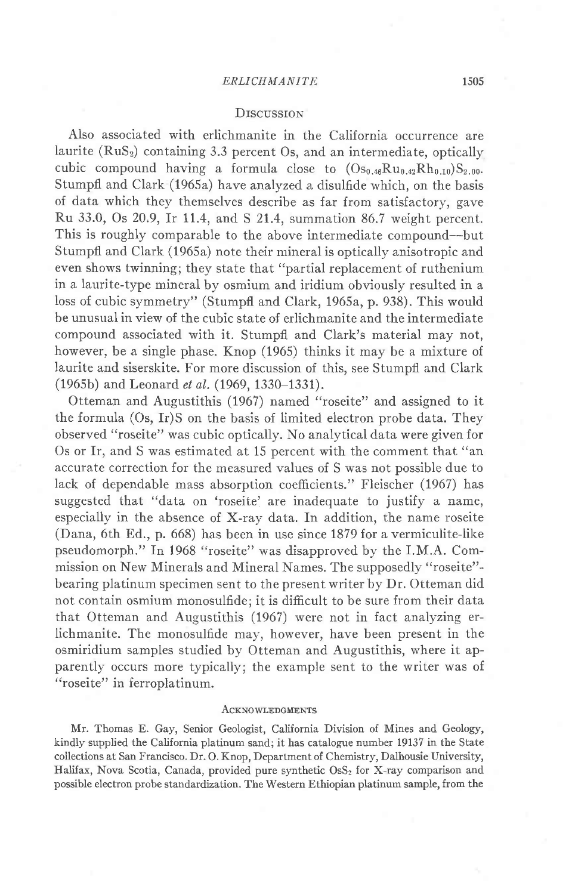## Discussion

Also associated with erlichmanite in the California occurrence are laurite ($RuS_2$) containing 3.3 percent Os, and an intermediate, optically cubic compound having a formula close to $(Os_{0.46}Ru_{0.42}Rh_{0.10})S_{2.00}$. Stumpfl and Clark (1965a) have analyzed a disulfide which, on the basis of data which they themselves describe as far from satisfactory, gave Ru 33.0, Os 20.9, Ir 11.4, and S 21.4, summation 86.7 weight percent. This is roughly comparable to the above intermediate compound—but Stumpfl and Clark (1965a) note their mineral is optically anisotropic and even shows twinning; they state that "partial replacement of ruthenium in a laurite-type mineral by osmium and iridium obviously resulted in a loss of cubic symmetry" (Stumpfl and Clark, 1965a, p. 938). This would be unusual in view of the cubic state of erlichmanite and the intermediate compound associated with it. Stumpfl and Clark's material may not, however, be a single phase. Knop (1965) thinks it may be a mixture of laurite and siserskite. For more discussion of this, see Stumpfl and Clark (1965b) and Leonard *et al.* (1969, 1330–1331).

Otteman and Augustithis (1967) named "roseite" and assigned to it the formula (Os, Ir)S on the basis of limited electron probe data. They observed "roseite" was cubic optically. No analytical data were given for Os or Ir, and S was estimated at 15 percent with the comment that "an accurate correction for the measured values of S was not possible due to lack of dependable mass absorption coefficients." Fleischer (1967) has suggested that "data on 'roseite' are inadequate to justify a name, especially in the absence of X-ray data. In addition, the name roseite (Dana, 6th Ed., p. 668) has been in use since 1879 for a vermiculite-like pseudomorph." In 1968 "roseite" was disapproved by the I.M.A. Commission on New Minerals and Mineral Names. The supposedly "roseite"-bearing platinum specimen sent to the present writer by Dr. Otteman did not contain osmium monosulfide; it is difficult to be sure from their data that Otteman and Augustithis (1967) were not in fact analyzing erlichmanite. The monosulfide may, however, have been present in the osmiridium samples studied by Otteman and Augustithis, where it apparently occurs more typically; the example sent to the writer was of "roseite" in ferroplatinum.

## Acknowledgments

Mr. Thomas E. Gay, Senior Geologist, California Division of Mines and Geology, kindly supplied the California platinum sand; it has catalogue number 19137 in the State collections at San Francisco. Dr. O. Knop, Department of Chemistry, Dalhousie University, Halifax, Nova Scotia, Canada, provided pure synthetic $OsS_2$ for X-ray comparison and possible electron probe standardization. The Western Ethiopian platinum sample, from the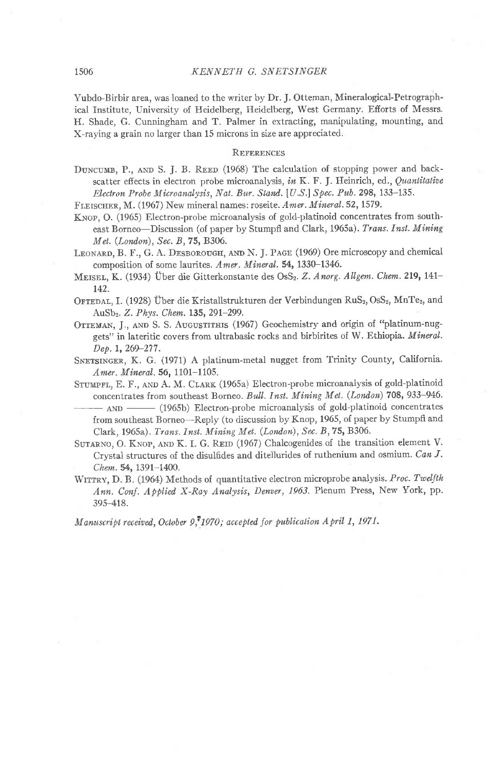Yubdo-Birbir area, was loaned to the writer by Dr. J. Otteman, Mineralogical-Petrographical Institute, University of Heidelberg, Heidelberg, West Germany. Efforts of Messrs. H. Shade, G. Cunningham and T. Palmer in extracting, manipulating, mounting, and X-raying a grain no larger than 15 microns in size are appreciated.

## References

Duncumb, P., and S. J. B. Reed (1968) The calculation of stopping power and backscatter effects in electron probe microanalysis, *in* K. F. J. Heinrich, ed., *Quantitative Electron Probe Microanalysis, Nat. Bur. Stand.* [*U.S.*] *Spec. Pub.* **298,** 133–135.

Fleischer, M. (1967) New mineral names: roseite. *Amer. Mineral.* **52,** 1579.

Knop, O. (1965) Electron-probe microanalysis of gold-platinoid concentrates from southeast Borneo—Discussion (of paper by Stumpfl and Clark, 1965a). *Trans. Inst. Mining Met. (London), Sec. B,* **75,** B306.

Leonard, B. F., G. A. Desborough, and N. J. Page (1969) Ore microscopy and chemical composition of some laurites. *Amer. Mineral.* **54,** 1330–1346.

Meisel, K. (1934) Über die Gitterkonstante des $OsS_2$. *Z. Anorg. Allgem. Chem.* **219,** 141–142.

Oftedal, I. (1928) Über die Kristallstrukturen der Verbindungen $RuS_2$, $OsS_2$, $MnTe_2$, and $AuSb_2$. *Z. Phys. Chem.* **135,** 291–299.

Otteman, J., and S. S. Augustithis (1967) Geochemistry and origin of "platinum-nuggets" in lateritic covers from ultrabasic rocks and birbirites of W. Ethiopia. *Mineral. Dep.* **1,** 269–277.

Snetsinger, K. G. (1971) A platinum-metal nugget from Trinity County, California. *Amer. Mineral.* **56,** 1101–1105.

Stumpfl, E. F., and A. M. Clark (1965a) Electron-probe microanalysis of gold-platinoid concentrates from southeast Borneo. *Bull. Inst. Mining Met. (London)* **708,** 933–946.

——— and ——— (1965b) Electron-probe microanalysis of gold-platinoid concentrates from southeast Borneo—Reply (to discussion by Knop, 1965, of paper by Stumpfl and Clark, 1965a). *Trans. Inst. Mining Met. (London), Sec. B,* **75,** B306.

Sutarno, O. Knop, and K. I. G. Reid (1967) Chalcogenides of the transition element V. Crystal structures of the disulfides and ditellurides of ruthenium and osmium. *Can J. Chem.* **54,** 1391–1400.

Wittry, D. B. (1964) Methods of quantitative electron microprobe analysis. *Proc. Twelfth Ann. Conf. Applied X-Ray Analysis, Denver, 1963.* Plenum Press, New York, pp. 395–418.

*Manuscript received, October 9, 1970; accepted for publication April 1, 1971.*